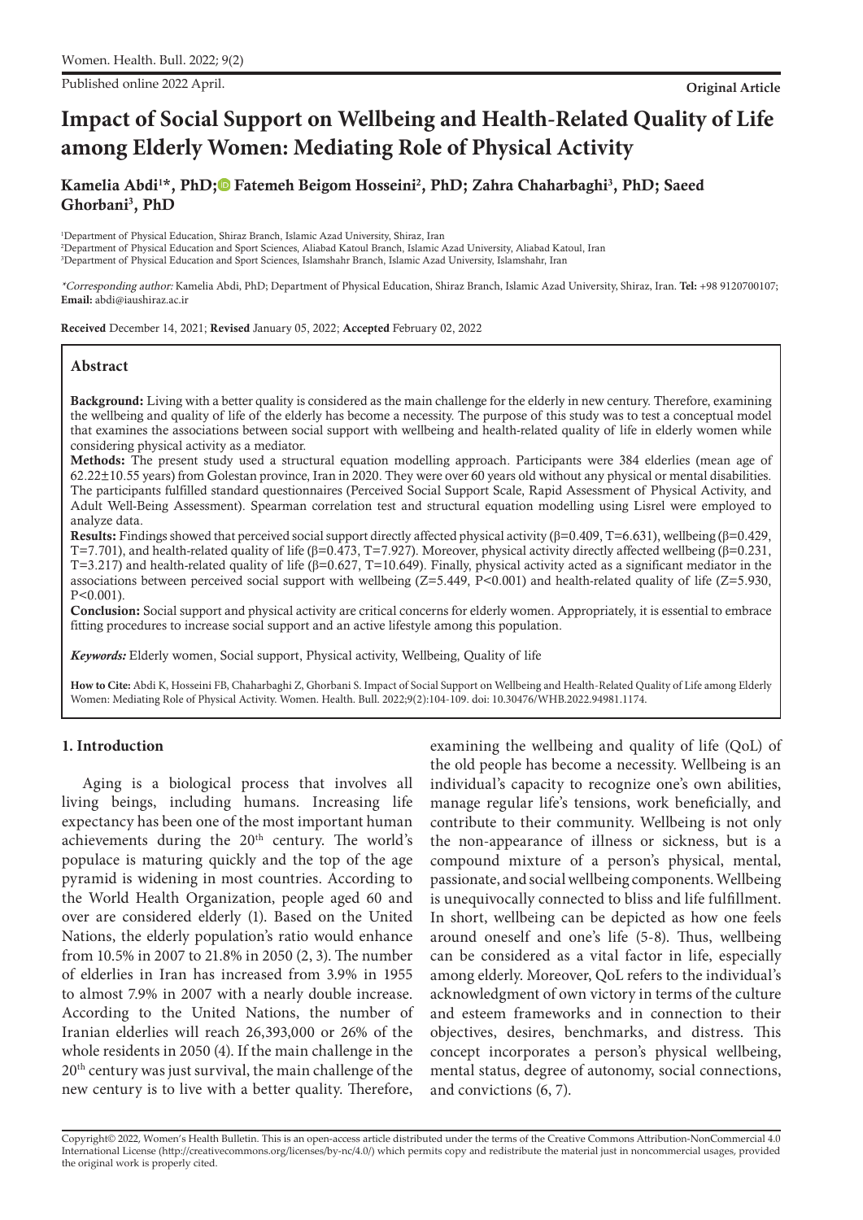Published online 2022 April.

**Original Article**

# Impact of Social Support on Wellbeing and Health-Related Quality of Life among Elderly Women: Mediating Role of Physical Activity

**Kamelia Abdi[1]\*, PhD; Fatemeh Beigom Hosseini[2], PhD; Zahra Chaharbaghi[3], PhD; Saeed Ghorbani[3], PhD**

[1]Department of Physical Education, Shiraz Branch, Islamic Azad University, Shiraz, Iran
[2]Department of Physical Education and Sport Sciences, Aliabad Katoul Branch, Islamic Azad University, Aliabad Katoul, Iran
[3]Department of Physical Education and Sport Sciences, Islamshahr Branch, Islamic Azad University, Islamshahr, Iran

*\*Corresponding author:* Kamelia Abdi, PhD; Department of Physical Education, Shiraz Branch, Islamic Azad University, Shiraz, Iran. **Tel:** +98 9120700107; **Email:** abdi@iaushiraz.ac.ir

**Received** December 14, 2021; **Revised** January 05, 2022; **Accepted** February 02, 2022

## Abstract

**Background:** Living with a better quality is considered as the main challenge for the elderly in new century. Therefore, examining the wellbeing and quality of life of the elderly has become a necessity. The purpose of this study was to test a conceptual model that examines the associations between social support with wellbeing and health-related quality of life in elderly women while considering physical activity as a mediator.

**Methods:** The present study used a structural equation modelling approach. Participants were 384 elderlies (mean age of 62.22±10.55 years) from Golestan province, Iran in 2020. They were over 60 years old without any physical or mental disabilities. The participants fulfilled standard questionnaires (Perceived Social Support Scale, Rapid Assessment of Physical Activity, and Adult Well-Being Assessment). Spearman correlation test and structural equation modelling using Lisrel were employed to analyze data.

**Results:** Findings showed that perceived social support directly affected physical activity (β=0.409, T=6.631), wellbeing (β=0.429, T=7.701), and health-related quality of life (β=0.473, T=7.927). Moreover, physical activity directly affected wellbeing (β=0.231, T=3.217) and health-related quality of life (β=0.627, T=10.649). Finally, physical activity acted as a significant mediator in the associations between perceived social support with wellbeing (Z=5.449, P<0.001) and health-related quality of life (Z=5.930, P<0.001).

**Conclusion:** Social support and physical activity are critical concerns for elderly women. Appropriately, it is essential to embrace fitting procedures to increase social support and an active lifestyle among this population.

***Keywords:*** Elderly women, Social support, Physical activity, Wellbeing, Quality of life

**How to Cite:** Abdi K, Hosseini FB, Chaharbaghi Z, Ghorbani S. Impact of Social Support on Wellbeing and Health-Related Quality of Life among Elderly Women: Mediating Role of Physical Activity. Women. Health. Bull. 2022;9(2):104-109. doi: 10.30476/WHB.2022.94981.1174.

## 1. Introduction

Aging is a biological process that involves all living beings, including humans. Increasing life expectancy has been one of the most important human achievements during the 20th century. The world's populace is maturing quickly and the top of the age pyramid is widening in most countries. According to the World Health Organization, people aged 60 and over are considered elderly (1). Based on the United Nations, the elderly population's ratio would enhance from 10.5% in 2007 to 21.8% in 2050 (2, 3). The number of elderlies in Iran has increased from 3.9% in 1955 to almost 7.9% in 2007 with a nearly double increase. According to the United Nations, the number of Iranian elderlies will reach 26,393,000 or 26% of the whole residents in 2050 (4). If the main challenge in the 20th century was just survival, the main challenge of the new century is to live with a better quality. Therefore, examining the wellbeing and quality of life (QoL) of the old people has become a necessity. Wellbeing is an individual's capacity to recognize one's own abilities, manage regular life's tensions, work beneficially, and contribute to their community. Wellbeing is not only the non-appearance of illness or sickness, but is a compound mixture of a person's physical, mental, passionate, and social wellbeing components. Wellbeing is unequivocally connected to bliss and life fulfillment. In short, wellbeing can be depicted as how one feels around oneself and one's life (5-8). Thus, wellbeing can be considered as a vital factor in life, especially among elderly. Moreover, QoL refers to the individual's acknowledgment of own victory in terms of the culture and esteem frameworks and in connection to their objectives, desires, benchmarks, and distress. This concept incorporates a person's physical wellbeing, mental status, degree of autonomy, social connections, and convictions (6, 7).

Copyright© 2022, Women's Health Bulletin. This is an open-access article distributed under the terms of the Creative Commons Attribution-NonCommercial 4.0 International License (http://creativecommons.org/licenses/by-nc/4.0/) which permits copy and redistribute the material just in noncommercial usages, provided the original work is properly cited.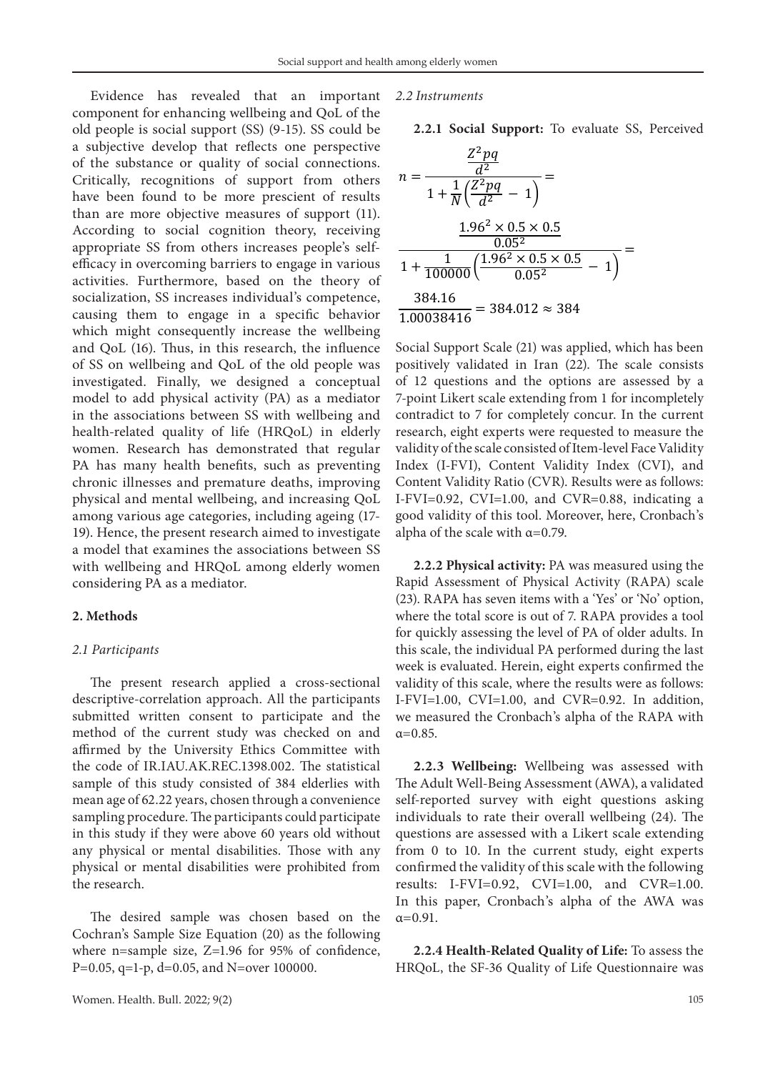Evidence has revealed that an important component for enhancing wellbeing and QoL of the old people is social support (SS) (9-15). SS could be a subjective develop that reflects one perspective of the substance or quality of social connections. Critically, recognitions of support from others have been found to be more prescient of results than are more objective measures of support (11). According to social cognition theory, receiving appropriate SS from others increases people's self-efficacy in overcoming barriers to engage in various activities. Furthermore, based on the theory of socialization, SS increases individual's competence, causing them to engage in a specific behavior which might consequently increase the wellbeing and QoL (16). Thus, in this research, the influence of SS on wellbeing and QoL of the old people was investigated. Finally, we designed a conceptual model to add physical activity (PA) as a mediator in the associations between SS with wellbeing and health-related quality of life (HRQoL) in elderly women. Research has demonstrated that regular PA has many health benefits, such as preventing chronic illnesses and premature deaths, improving physical and mental wellbeing, and increasing QoL among various age categories, including ageing (17-19). Hence, the present research aimed to investigate a model that examines the associations between SS with wellbeing and HRQoL among elderly women considering PA as a mediator.

## 2. Methods

### *2.1 Participants*

The present research applied a cross-sectional descriptive-correlation approach. All the participants submitted written consent to participate and the method of the current study was checked on and affirmed by the University Ethics Committee with the code of IR.IAU.AK.REC.1398.002. The statistical sample of this study consisted of 384 elderlies with mean age of 62.22 years, chosen through a convenience sampling procedure. The participants could participate in this study if they were above 60 years old without any physical or mental disabilities. Those with any physical or mental disabilities were prohibited from the research.

The desired sample was chosen based on the Cochran's Sample Size Equation (20) as the following where n=sample size, Z=1.96 for 95% of confidence, P=0.05, q=1-p, d=0.05, and N=over 100000.

$$n = \frac{\frac{Z^2pq}{d^2}}{1 + \frac{1}{N}\left(\frac{Z^2pq}{d^2} - 1\right)} =$$

$$\frac{\frac{1.96^2 \times 0.5 \times 0.5}{0.05^2}}{1 + \frac{1}{100000}\left(\frac{1.96^2 \times 0.5 \times 0.5}{0.05^2} - 1\right)} =$$

$$\frac{384.16}{1.00038416} = 384.012 \approx 384$$

### *2.2 Instruments*

**2.2.1 Social Support:** To evaluate SS, Perceived Social Support Scale (21) was applied, which has been positively validated in Iran (22). The scale consists of 12 questions and the options are assessed by a 7-point Likert scale extending from 1 for incompletely contradict to 7 for completely concur. In the current research, eight experts were requested to measure the validity of the scale consisted of Item-level Face Validity Index (I-FVI), Content Validity Index (CVI), and Content Validity Ratio (CVR). Results were as follows: I-FVI=0.92, CVI=1.00, and CVR=0.88, indicating a good validity of this tool. Moreover, here, Cronbach's alpha of the scale with α=0.79.

**2.2.2 Physical activity:** PA was measured using the Rapid Assessment of Physical Activity (RAPA) scale (23). RAPA has seven items with a 'Yes' or 'No' option, where the total score is out of 7. RAPA provides a tool for quickly assessing the level of PA of older adults. In this scale, the individual PA performed during the last week is evaluated. Herein, eight experts confirmed the validity of this scale, where the results were as follows: I-FVI=1.00, CVI=1.00, and CVR=0.92. In addition, we measured the Cronbach's alpha of the RAPA with α=0.85.

**2.2.3 Wellbeing:** Wellbeing was assessed with The Adult Well-Being Assessment (AWA), a validated self-reported survey with eight questions asking individuals to rate their overall wellbeing (24). The questions are assessed with a Likert scale extending from 0 to 10. In the current study, eight experts confirmed the validity of this scale with the following results: I-FVI=0.92, CVI=1.00, and CVR=1.00. In this paper, Cronbach's alpha of the AWA was α=0.91.

**2.2.4 Health-Related Quality of Life:** To assess the HRQoL, the SF-36 Quality of Life Questionnaire was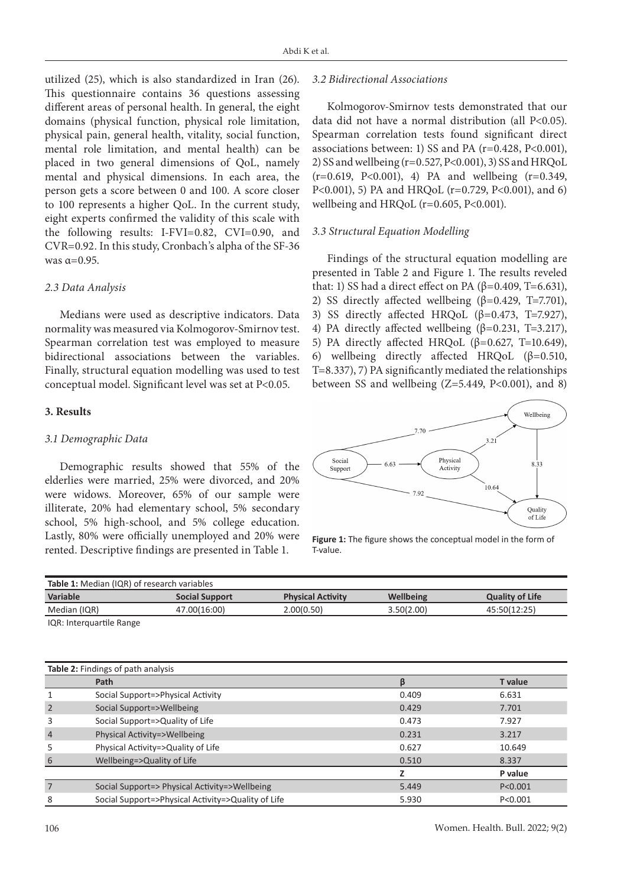utilized (25), which is also standardized in Iran (26). This questionnaire contains 36 questions assessing different areas of personal health. In general, the eight domains (physical function, physical role limitation, physical pain, general health, vitality, social function, mental role limitation, and mental health) can be placed in two general dimensions of QoL, namely mental and physical dimensions. In each area, the person gets a score between 0 and 100. A score closer to 100 represents a higher QoL. In the current study, eight experts confirmed the validity of this scale with the following results: I-FVI=0.82, CVI=0.90, and CVR=0.92. In this study, Cronbach's alpha of the SF-36 was $\alpha$=0.95.

### *2.3 Data Analysis*

Medians were used as descriptive indicators. Data normality was measured via Kolmogorov-Smirnov test. Spearman correlation test was employed to measure bidirectional associations between the variables. Finally, structural equation modelling was used to test conceptual model. Significant level was set at $P<0.05$.

## 3. Results

### *3.1 Demographic Data*

Demographic results showed that 55% of the elderlies were married, 25% were divorced, and 20% were widows. Moreover, 65% of our sample were illiterate, 20% had elementary school, 5% secondary school, 5% high-school, and 5% college education. Lastly, 80% were officially unemployed and 20% were rented. Descriptive findings are presented in Table 1.

### *3.2 Bidirectional Associations*

Kolmogorov-Smirnov tests demonstrated that our data did not have a normal distribution (all $P<0.05$). Spearman correlation tests found significant direct associations between: 1) SS and PA ($r=0.428$, $P<0.001$), 2) SS and wellbeing ($r=0.527$, $P<0.001$), 3) SS and HRQoL ($r=0.619$, $P<0.001$), 4) PA and wellbeing ($r=0.349$, $P<0.001$), 5) PA and HRQoL ($r=0.729$, $P<0.001$), and 6) wellbeing and HRQoL ($r=0.605$, $P<0.001$).

### *3.3 Structural Equation Modelling*

Findings of the structural equation modelling are presented in Table 2 and Figure 1. The results reveled that: 1) SS had a direct effect on PA ($\beta=0.409$, T=6.631), 2) SS directly affected wellbeing ($\beta=0.429$, T=7.701), 3) SS directly affected HRQoL ($\beta=0.473$, T=7.927), 4) PA directly affected wellbeing ($\beta=0.231$, T=3.217), 5) PA directly affected HRQoL ($\beta=0.627$, T=10.649), 6) wellbeing directly affected HRQoL ($\beta=0.510$, T=8.337), 7) PA significantly mediated the relationships between SS and wellbeing ($Z=5.449$, $P<0.001$), and 8)

**Figure 1:** The figure shows the conceptual model in the form of T-value.

**Table 1:** Median (IQR) of research variables

| Variable | Social Support | Physical Activity | Wellbeing | Quality of Life |
|---|---|---|---|---|
| Median (IQR) | 47.00(16:00) | 2.00(0.50) | 3.50(2.00) | 45:50(12:25) |

IQR: Interquartile Range

**Table 2:** Findings of path analysis

| | Path | β | T value |
|---|---|---|---|
| 1 | Social Support=>Physical Activity | 0.409 | 6.631 |
| 2 | Social Support=>Wellbeing | 0.429 | 7.701 |
| 3 | Social Support=>Quality of Life | 0.473 | 7.927 |
| 4 | Physical Activity=>Wellbeing | 0.231 | 3.217 |
| 5 | Physical Activity=>Quality of Life | 0.627 | 10.649 |
| 6 | Wellbeing=>Quality of Life | 0.510 | 8.337 |
| | | **Z** | **P value** |
| 7 | Social Support=> Physical Activity=>Wellbeing | 5.449 | P<0.001 |
| 8 | Social Support=>Physical Activity=>Quality of Life | 5.930 | P<0.001 |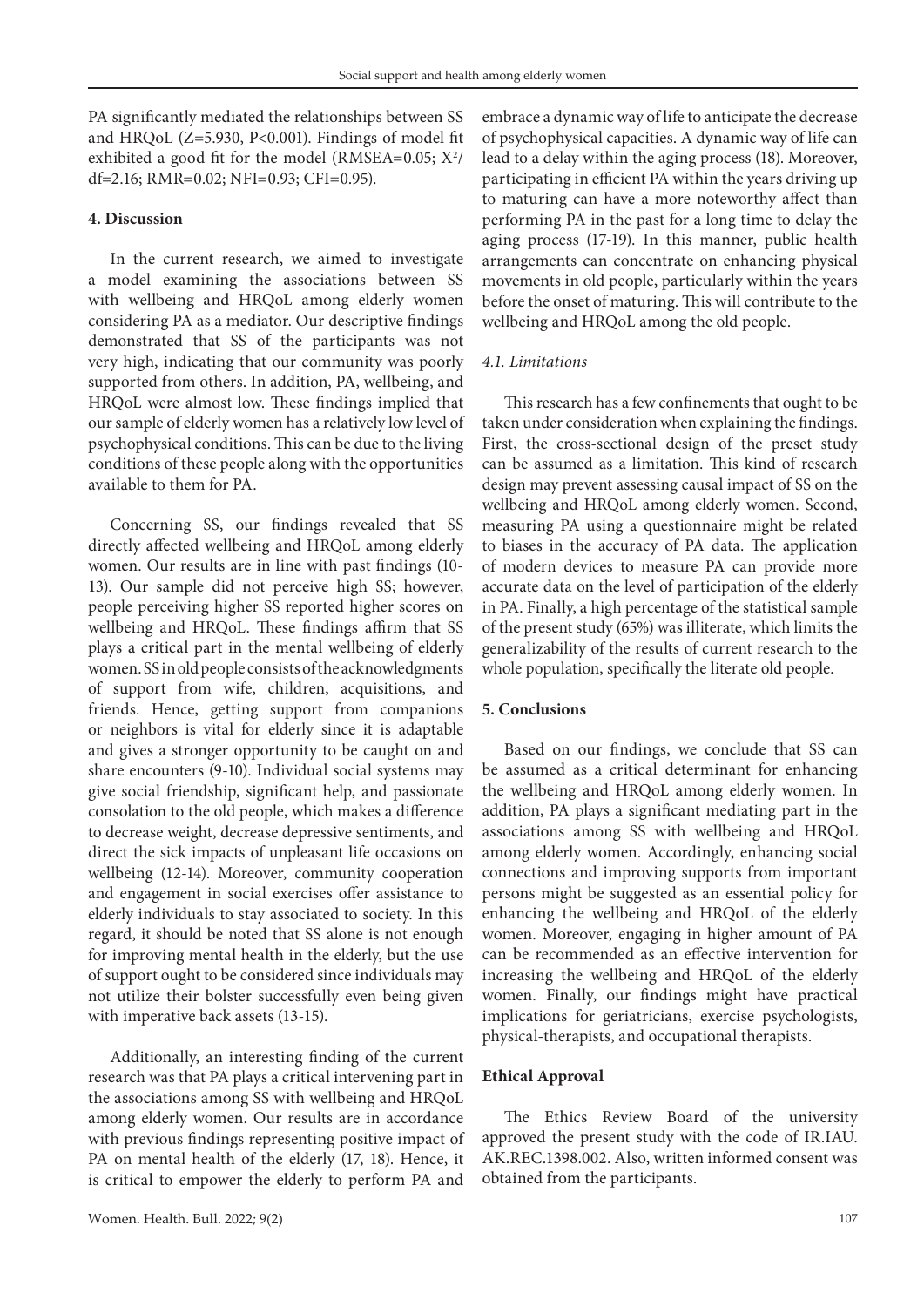PA significantly mediated the relationships between SS and HRQoL ($Z=5.930$, $P<0.001$). Findings of model fit exhibited a good fit for the model (RMSEA=0.05; $X^2/df=2.16$; RMR=0.02; NFI=0.93; CFI=0.95).

## 4. Discussion

In the current research, we aimed to investigate a model examining the associations between SS with wellbeing and HRQoL among elderly women considering PA as a mediator. Our descriptive findings demonstrated that SS of the participants was not very high, indicating that our community was poorly supported from others. In addition, PA, wellbeing, and HRQoL were almost low. These findings implied that our sample of elderly women has a relatively low level of psychophysical conditions. This can be due to the living conditions of these people along with the opportunities available to them for PA.

Concerning SS, our findings revealed that SS directly affected wellbeing and HRQoL among elderly women. Our results are in line with past findings (10-13). Our sample did not perceive high SS; however, people perceiving higher SS reported higher scores on wellbeing and HRQoL. These findings affirm that SS plays a critical part in the mental wellbeing of elderly women. SS in old people consists of the acknowledgments of support from wife, children, acquisitions, and friends. Hence, getting support from companions or neighbors is vital for elderly since it is adaptable and gives a stronger opportunity to be caught on and share encounters (9-10). Individual social systems may give social friendship, significant help, and passionate consolation to the old people, which makes a difference to decrease weight, decrease depressive sentiments, and direct the sick impacts of unpleasant life occasions on wellbeing (12-14). Moreover, community cooperation and engagement in social exercises offer assistance to elderly individuals to stay associated to society. In this regard, it should be noted that SS alone is not enough for improving mental health in the elderly, but the use of support ought to be considered since individuals may not utilize their bolster successfully even being given with imperative back assets (13-15).

Additionally, an interesting finding of the current research was that PA plays a critical intervening part in the associations among SS with wellbeing and HRQoL among elderly women. Our results are in accordance with previous findings representing positive impact of PA on mental health of the elderly (17, 18). Hence, it is critical to empower the elderly to perform PA and embrace a dynamic way of life to anticipate the decrease of psychophysical capacities. A dynamic way of life can lead to a delay within the aging process (18). Moreover, participating in efficient PA within the years driving up to maturing can have a more noteworthy affect than performing PA in the past for a long time to delay the aging process (17-19). In this manner, public health arrangements can concentrate on enhancing physical movements in old people, particularly within the years before the onset of maturing. This will contribute to the wellbeing and HRQoL among the old people.

### *4.1. Limitations*

This research has a few confinements that ought to be taken under consideration when explaining the findings. First, the cross-sectional design of the preset study can be assumed as a limitation. This kind of research design may prevent assessing causal impact of SS on the wellbeing and HRQoL among elderly women. Second, measuring PA using a questionnaire might be related to biases in the accuracy of PA data. The application of modern devices to measure PA can provide more accurate data on the level of participation of the elderly in PA. Finally, a high percentage of the statistical sample of the present study (65%) was illiterate, which limits the generalizability of the results of current research to the whole population, specifically the literate old people.

## 5. Conclusions

Based on our findings, we conclude that SS can be assumed as a critical determinant for enhancing the wellbeing and HRQoL among elderly women. In addition, PA plays a significant mediating part in the associations among SS with wellbeing and HRQoL among elderly women. Accordingly, enhancing social connections and improving supports from important persons might be suggested as an essential policy for enhancing the wellbeing and HRQoL of the elderly women. Moreover, engaging in higher amount of PA can be recommended as an effective intervention for increasing the wellbeing and HRQoL of the elderly women. Finally, our findings might have practical implications for geriatricians, exercise psychologists, physical-therapists, and occupational therapists.

## Ethical Approval

The Ethics Review Board of the university approved the present study with the code of IR.IAU.AK.REC.1398.002. Also, written informed consent was obtained from the participants.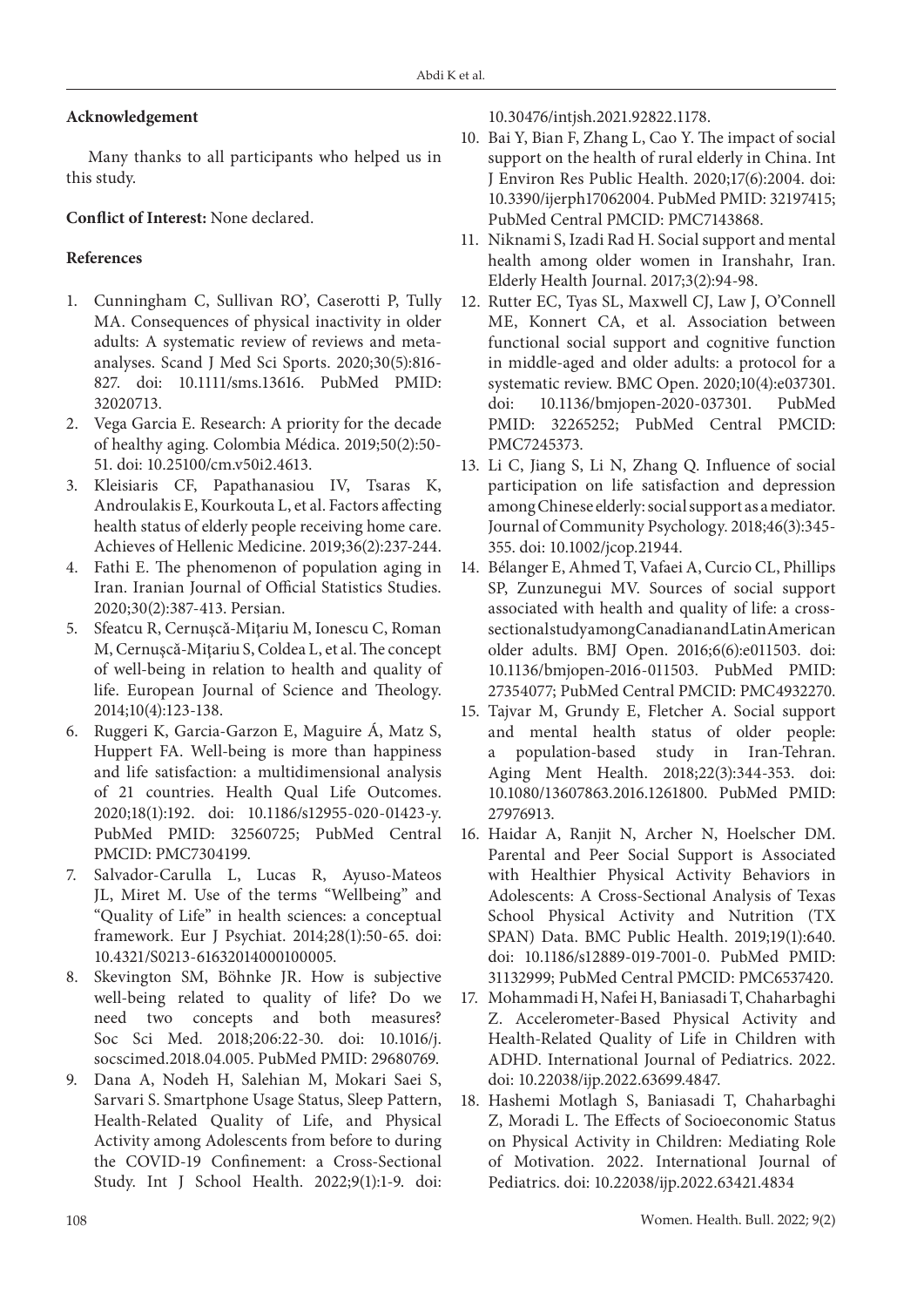### Acknowledgement

Many thanks to all participants who helped us in this study.

**Conflict of Interest:** None declared.

### References

1. Cunningham C, Sullivan RO', Caserotti P, Tully MA. Consequences of physical inactivity in older adults: A systematic review of reviews and meta-analyses. Scand J Med Sci Sports. 2020;30(5):816-827. doi: 10.1111/sms.13616. PubMed PMID: 32020713.
2. Vega Garcia E. Research: A priority for the decade of healthy aging. Colombia Médica. 2019;50(2):50-51. doi: 10.25100/cm.v50i2.4613.
3. Kleisiaris CF, Papathanasiou IV, Tsaras K, Androulakis E, Kourkouta L, et al. Factors affecting health status of elderly people receiving home care. Achieves of Hellenic Medicine. 2019;36(2):237-244.
4. Fathi E. The phenomenon of population aging in Iran. Iranian Journal of Official Statistics Studies. 2020;30(2):387-413. Persian.
5. Sfeatcu R, Cernușcă-Mițariu M, Ionescu C, Roman M, Cernușcă-Mițariu S, Coldea L, et al. The concept of well-being in relation to health and quality of life. European Journal of Science and Theology. 2014;10(4):123-138.
6. Ruggeri K, Garcia-Garzon E, Maguire Á, Matz S, Huppert FA. Well-being is more than happiness and life satisfaction: a multidimensional analysis of 21 countries. Health Qual Life Outcomes. 2020;18(1):192. doi: 10.1186/s12955-020-01423-y. PubMed PMID: 32560725; PubMed Central PMCID: PMC7304199.
7. Salvador-Carulla L, Lucas R, Ayuso-Mateos JL, Miret M. Use of the terms "Wellbeing" and "Quality of Life" in health sciences: a conceptual framework. Eur J Psychiat. 2014;28(1):50-65. doi: 10.4321/S0213-61632014000100005.
8. Skevington SM, Böhnke JR. How is subjective well-being related to quality of life? Do we need two concepts and both measures? Soc Sci Med. 2018;206:22-30. doi: 10.1016/j.socscimed.2018.04.005. PubMed PMID: 29680769.
9. Dana A, Nodeh H, Salehian M, Mokari Saei S, Sarvari S. Smartphone Usage Status, Sleep Pattern, Health-Related Quality of Life, and Physical Activity among Adolescents from before to during the COVID-19 Confinement: a Cross-Sectional Study. Int J School Health. 2022;9(1):1-9. doi: 10.30476/intjsh.2021.92822.1178.
10. Bai Y, Bian F, Zhang L, Cao Y. The impact of social support on the health of rural elderly in China. Int J Environ Res Public Health. 2020;17(6):2004. doi: 10.3390/ijerph17062004. PubMed PMID: 32197415; PubMed Central PMCID: PMC7143868.
11. Niknami S, Izadi Rad H. Social support and mental health among older women in Iranshahr, Iran. Elderly Health Journal. 2017;3(2):94-98.
12. Rutter EC, Tyas SL, Maxwell CJ, Law J, O'Connell ME, Konnert CA, et al. Association between functional social support and cognitive function in middle-aged and older adults: a protocol for a systematic review. BMC Open. 2020;10(4):e037301. doi: 10.1136/bmjopen-2020-037301. PubMed PMID: 32265252; PubMed Central PMCID: PMC7245373.
13. Li C, Jiang S, Li N, Zhang Q. Influence of social participation on life satisfaction and depression among Chinese elderly: social support as a mediator. Journal of Community Psychology. 2018;46(3):345-355. doi: 10.1002/jcop.21944.
14. Bélanger E, Ahmed T, Vafaei A, Curcio CL, Phillips SP, Zunzunegui MV. Sources of social support associated with health and quality of life: a cross-sectional study among Canadian and Latin American older adults. BMJ Open. 2016;6(6):e011503. doi: 10.1136/bmjopen-2016-011503. PubMed PMID: 27354077; PubMed Central PMCID: PMC4932270.
15. Tajvar M, Grundy E, Fletcher A. Social support and mental health status of older people: a population-based study in Iran-Tehran. Aging Ment Health. 2018;22(3):344-353. doi: 10.1080/13607863.2016.1261800. PubMed PMID: 27976913.
16. Haidar A, Ranjit N, Archer N, Hoelscher DM. Parental and Peer Social Support is Associated with Healthier Physical Activity Behaviors in Adolescents: A Cross-Sectional Analysis of Texas School Physical Activity and Nutrition (TX SPAN) Data. BMC Public Health. 2019;19(1):640. doi: 10.1186/s12889-019-7001-0. PubMed PMID: 31132999; PubMed Central PMCID: PMC6537420.
17. Mohammadi H, Nafei H, Baniasadi T, Chaharbaghi Z. Accelerometer-Based Physical Activity and Health-Related Quality of Life in Children with ADHD. International Journal of Pediatrics. 2022. doi: 10.22038/ijp.2022.63699.4847.
18. Hashemi Motlagh S, Baniasadi T, Chaharbaghi Z, Moradi L. The Effects of Socioeconomic Status on Physical Activity in Children: Mediating Role of Motivation. 2022. International Journal of Pediatrics. doi: 10.22038/ijp.2022.63421.4834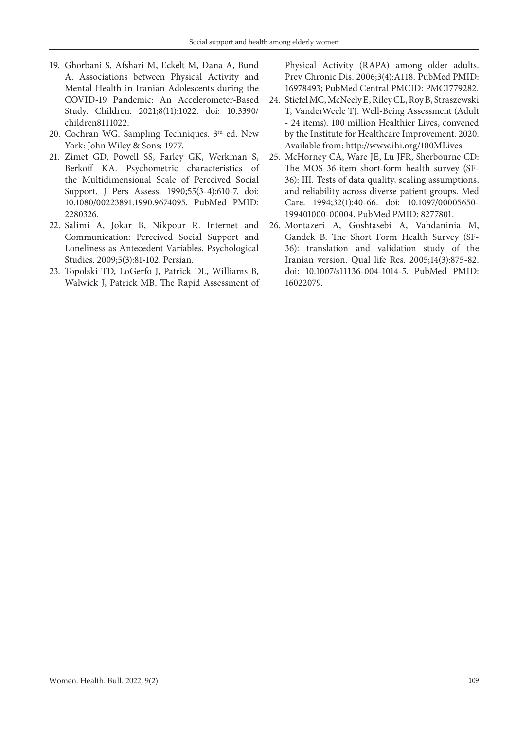19. Ghorbani S, Afshari M, Eckelt M, Dana A, Bund A. Associations between Physical Activity and Mental Health in Iranian Adolescents during the COVID-19 Pandemic: An Accelerometer-Based Study. Children. 2021;8(11):1022. doi: 10.3390/children8111022.
20. Cochran WG. Sampling Techniques. 3rd ed. New York: John Wiley & Sons; 1977.
21. Zimet GD, Powell SS, Farley GK, Werkman S, Berkoff KA. Psychometric characteristics of the Multidimensional Scale of Perceived Social Support. J Pers Assess. 1990;55(3-4):610-7. doi: 10.1080/00223891.1990.9674095. PubMed PMID: 2280326.
22. Salimi A, Jokar B, Nikpour R. Internet and Communication: Perceived Social Support and Loneliness as Antecedent Variables. Psychological Studies. 2009;5(3):81-102. Persian.
23. Topolski TD, LoGerfo J, Patrick DL, Williams B, Walwick J, Patrick MB. The Rapid Assessment of Physical Activity (RAPA) among older adults. Prev Chronic Dis. 2006;3(4):A118. PubMed PMID: 16978493; PubMed Central PMCID: PMC1779282.
24. Stiefel MC, McNeely E, Riley CL, Roy B, Straszewski T, VanderWeele TJ. Well-Being Assessment (Adult - 24 items). 100 million Healthier Lives, convened by the Institute for Healthcare Improvement. 2020. Available from: http://www.ihi.org/100MLives.
25. McHorney CA, Ware JE, Lu JFR, Sherbourne CD: The MOS 36-item short-form health survey (SF-36): III. Tests of data quality, scaling assumptions, and reliability across diverse patient groups. Med Care. 1994;32(1):40-66. doi: 10.1097/00005650-199401000-00004. PubMed PMID: 8277801.
26. Montazeri A, Goshtasebi A, Vahdaninia M, Gandek B. The Short Form Health Survey (SF-36): translation and validation study of the Iranian version. Qual life Res. 2005;14(3):875-82. doi: 10.1007/s11136-004-1014-5. PubMed PMID: 16022079.